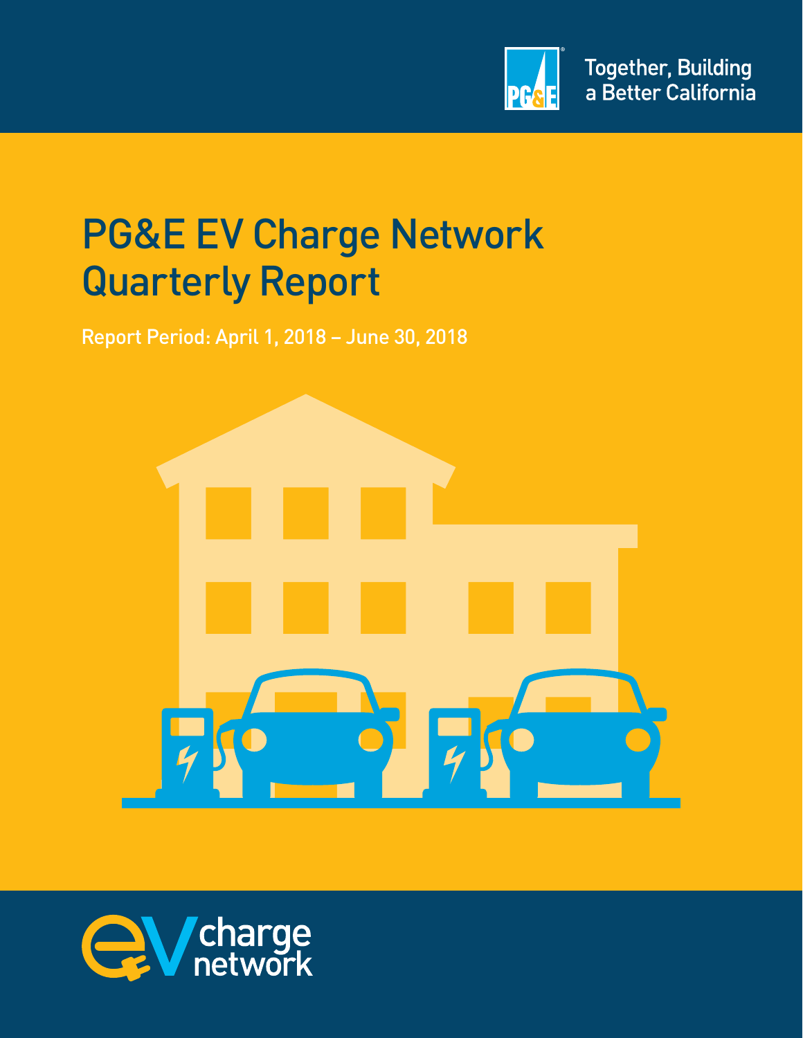Together, Building a Better California

# PG&E EV Charge Network Quarterly Report

Report Period: April 1, 2018 – June 30, 2018

EV charge network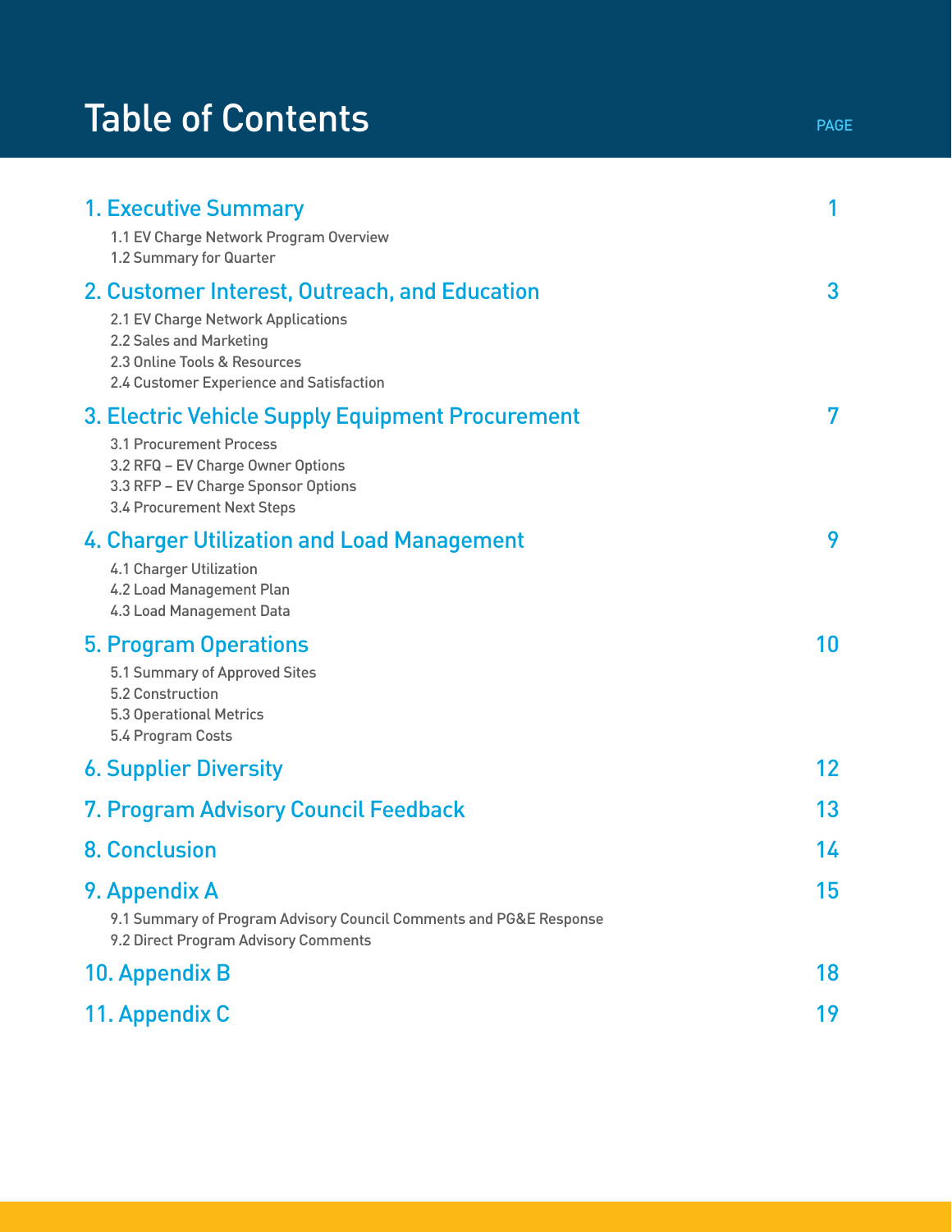# Table of Contents

PAGE

| | |
|---|---|
| **1. Executive Summary** | 1 |
| 1.1 EV Charge Network Program Overview | |
| 1.2 Summary for Quarter | |
| **2. Customer Interest, Outreach, and Education** | 3 |
| 2.1 EV Charge Network Applications | |
| 2.2 Sales and Marketing | |
| 2.3 Online Tools & Resources | |
| 2.4 Customer Experience and Satisfaction | |
| **3. Electric Vehicle Supply Equipment Procurement** | 7 |
| 3.1 Procurement Process | |
| 3.2 RFQ – EV Charge Owner Options | |
| 3.3 RFP – EV Charge Sponsor Options | |
| 3.4 Procurement Next Steps | |
| **4. Charger Utilization and Load Management** | 9 |
| 4.1 Charger Utilization | |
| 4.2 Load Management Plan | |
| 4.3 Load Management Data | |
| **5. Program Operations** | 10 |
| 5.1 Summary of Approved Sites | |
| 5.2 Construction | |
| 5.3 Operational Metrics | |
| 5.4 Program Costs | |
| **6. Supplier Diversity** | 12 |
| **7. Program Advisory Council Feedback** | 13 |
| **8. Conclusion** | 14 |
| **9. Appendix A** | 15 |
| 9.1 Summary of Program Advisory Council Comments and PG&E Response | |
| 9.2 Direct Program Advisory Comments | |
| **10. Appendix B** | 18 |
| **11. Appendix C** | 19 |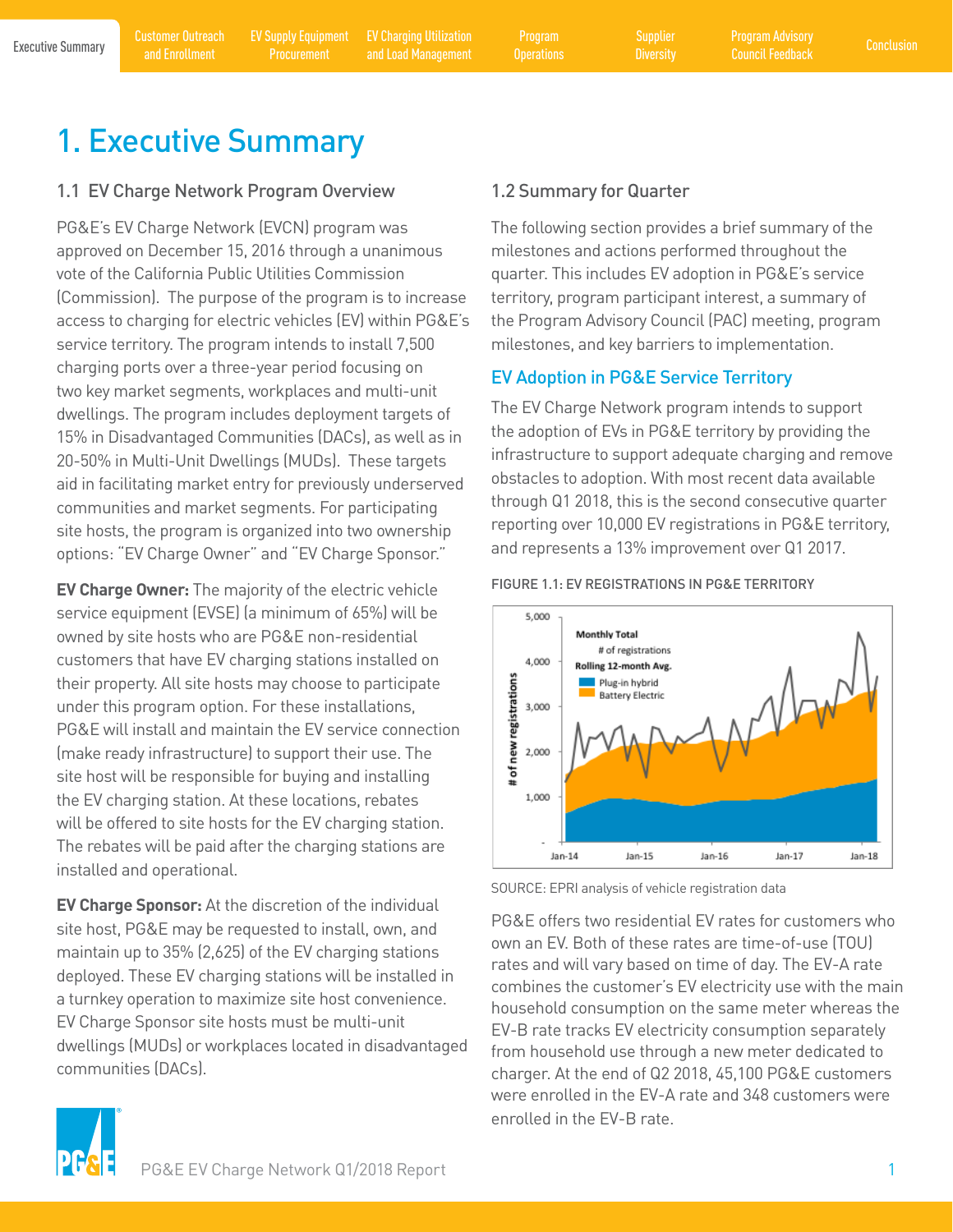# 1. Executive Summary

## 1.1 EV Charge Network Program Overview

PG&E's EV Charge Network (EVCN) program was approved on December 15, 2016 through a unanimous vote of the California Public Utilities Commission (Commission). The purpose of the program is to increase access to charging for electric vehicles (EV) within PG&E's service territory. The program intends to install 7,500 charging ports over a three-year period focusing on two key market segments, workplaces and multi-unit dwellings. The program includes deployment targets of 15% in Disadvantaged Communities (DACs), as well as in 20-50% in Multi-Unit Dwellings (MUDs). These targets aid in facilitating market entry for previously underserved communities and market segments. For participating site hosts, the program is organized into two ownership options: "EV Charge Owner" and "EV Charge Sponsor."

**EV Charge Owner:** The majority of the electric vehicle service equipment (EVSE) (a minimum of 65%) will be owned by site hosts who are PG&E non-residential customers that have EV charging stations installed on their property. All site hosts may choose to participate under this program option. For these installations, PG&E will install and maintain the EV service connection (make ready infrastructure) to support their use. The site host will be responsible for buying and installing the EV charging station. At these locations, rebates will be offered to site hosts for the EV charging station. The rebates will be paid after the charging stations are installed and operational.

**EV Charge Sponsor:** At the discretion of the individual site host, PG&E may be requested to install, own, and maintain up to 35% (2,625) of the EV charging stations deployed. These EV charging stations will be installed in a turnkey operation to maximize site host convenience. EV Charge Sponsor site hosts must be multi-unit dwellings (MUDs) or workplaces located in disadvantaged communities (DACs).

## 1.2 Summary for Quarter

The following section provides a brief summary of the milestones and actions performed throughout the quarter. This includes EV adoption in PG&E's service territory, program participant interest, a summary of the Program Advisory Council (PAC) meeting, program milestones, and key barriers to implementation.

### EV Adoption in PG&E Service Territory

The EV Charge Network program intends to support the adoption of EVs in PG&E territory by providing the infrastructure to support adequate charging and remove obstacles to adoption. With most recent data available through Q1 2018, this is the second consecutive quarter reporting over 10,000 EV registrations in PG&E territory, and represents a 13% improvement over Q1 2017.

FIGURE 1.1: EV REGISTRATIONS IN PG&E TERRITORY

Monthly Total
# of registrations
Rolling 12-month Avg.
Plug-in hybrid
Battery Electric

# of new registrations

5,000
4,000
3,000
2,000
1,000
-

Jan-14
Jan-15
Jan-16
Jan-17
Jan-18

SOURCE: EPRI analysis of vehicle registration data

PG&E offers two residential EV rates for customers who own an EV. Both of these rates are time-of-use (TOU) rates and will vary based on time of day. The EV-A rate combines the customer's EV electricity use with the main household consumption on the same meter whereas the EV-B rate tracks EV electricity consumption separately from household use through a new meter dedicated to charger. At the end of Q2 2018, 45,100 PG&E customers were enrolled in the EV-A rate and 348 customers were enrolled in the EV-B rate.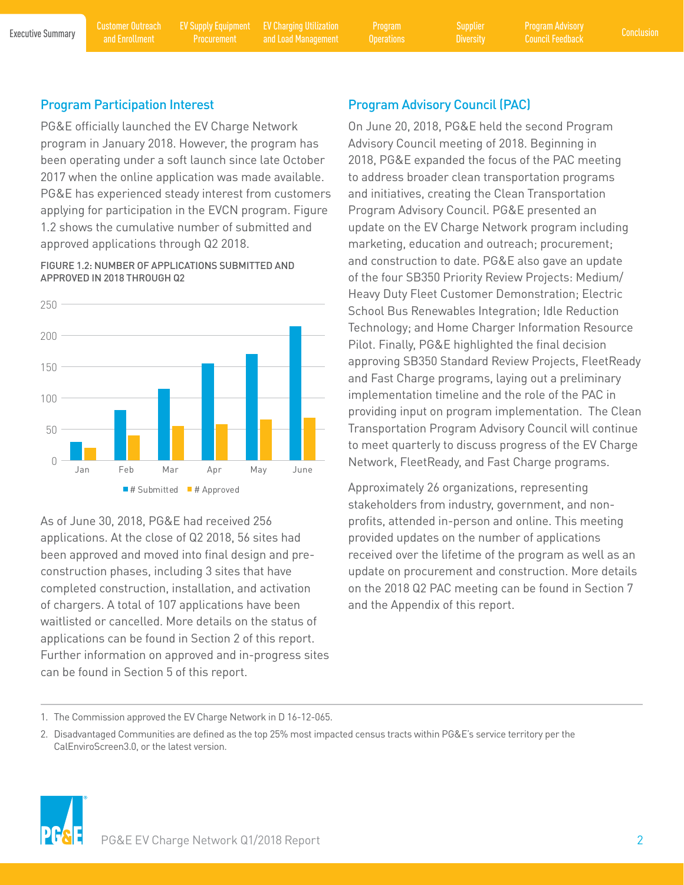## Program Participation Interest

PG&E officially launched the EV Charge Network program in January 2018. However, the program has been operating under a soft launch since late October 2017 when the online application was made available. PG&E has experienced steady interest from customers applying for participation in the EVCN program. Figure 1.2 shows the cumulative number of submitted and approved applications through Q2 2018.

FIGURE 1.2: NUMBER OF APPLICATIONS SUBMITTED AND APPROVED IN 2018 THROUGH Q2

250
200
150
100
50
0
Jan
Feb
Mar
Apr
May
June
# Submitted
# Approved

As of June 30, 2018, PG&E had received 256 applications. At the close of Q2 2018, 56 sites had been approved and moved into final design and pre-construction phases, including 3 sites that have completed construction, installation, and activation of chargers. A total of 107 applications have been waitlisted or cancelled. More details on the status of applications can be found in Section 2 of this report. Further information on approved and in-progress sites can be found in Section 5 of this report.

## Program Advisory Council (PAC)

On June 20, 2018, PG&E held the second Program Advisory Council meeting of 2018. Beginning in 2018, PG&E expanded the focus of the PAC meeting to address broader clean transportation programs and initiatives, creating the Clean Transportation Program Advisory Council. PG&E presented an update on the EV Charge Network program including marketing, education and outreach; procurement; and construction to date. PG&E also gave an update of the four SB350 Priority Review Projects: Medium/Heavy Duty Fleet Customer Demonstration; Electric School Bus Renewables Integration; Idle Reduction Technology; and Home Charger Information Resource Pilot. Finally, PG&E highlighted the final decision approving SB350 Standard Review Projects, FleetReady and Fast Charge programs, laying out a preliminary implementation timeline and the role of the PAC in providing input on program implementation. The Clean Transportation Program Advisory Council will continue to meet quarterly to discuss progress of the EV Charge Network, FleetReady, and Fast Charge programs.

Approximately 26 organizations, representing stakeholders from industry, government, and non-profits, attended in-person and online. This meeting provided updates on the number of applications received over the lifetime of the program as well as an update on procurement and construction. More details on the 2018 Q2 PAC meeting can be found in Section 7 and the Appendix of this report.

---

1. The Commission approved the EV Charge Network in D 16-12-065.
2. Disadvantaged Communities are defined as the top 25% most impacted census tracts within PG&E's service territory per the CalEnviroScreen3.0, or the latest version.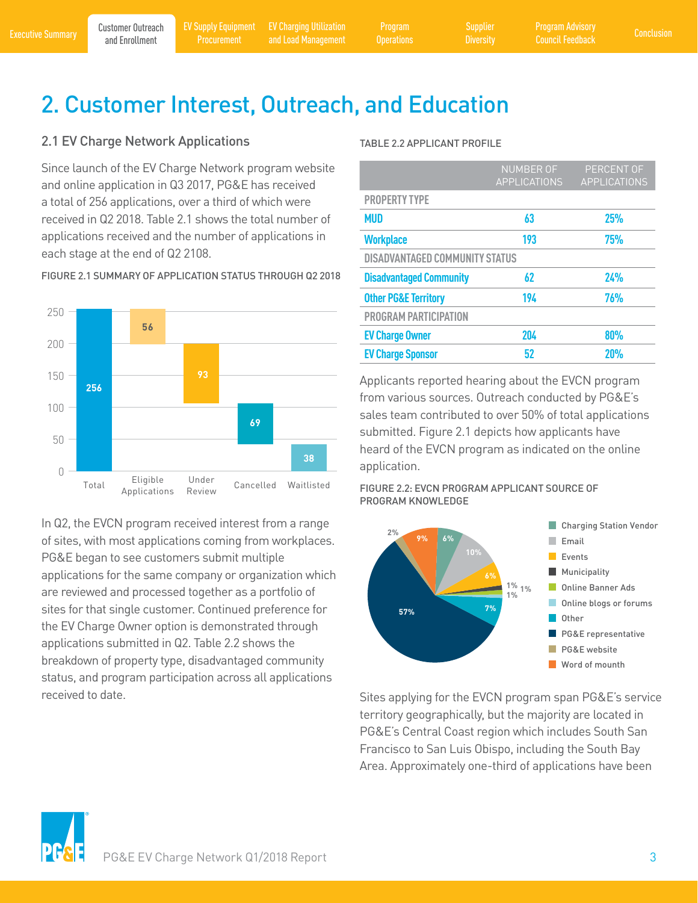# 2. Customer Interest, Outreach, and Education

## 2.1 EV Charge Network Applications

Since launch of the EV Charge Network program website and online application in Q3 2017, PG&E has received a total of 256 applications, over a third of which were received in Q2 2018. Table 2.1 shows the total number of applications received and the number of applications in each stage at the end of Q2 2108.

FIGURE 2.1 SUMMARY OF APPLICATION STATUS THROUGH Q2 2018

250
200
150
100
50
0

256
56
93
69
38

Total
Eligible Applications
Under Review
Cancelled
Waitlisted

In Q2, the EVCN program received interest from a range of sites, with most applications coming from workplaces. PG&E began to see customers submit multiple applications for the same company or organization which are reviewed and processed together as a portfolio of sites for that single customer. Continued preference for the EV Charge Owner option is demonstrated through applications submitted in Q2. Table 2.2 shows the breakdown of property type, disadvantaged community status, and program participation across all applications received to date.

TABLE 2.2 APPLICANT PROFILE

| | NUMBER OF APPLICATIONS | PERCENT OF APPLICATIONS |
|---|---|---|
| PROPERTY TYPE | | |
| MUD | 63 | 25% |
| Workplace | 193 | 75% |
| DISADVANTAGED COMMUNITY STATUS | | |
| Disadvantaged Community | 62 | 24% |
| Other PG&E Territory | 194 | 76% |
| PROGRAM PARTICIPATION | | |
| EV Charge Owner | 204 | 80% |
| EV Charge Sponsor | 52 | 20% |

Applicants reported hearing about the EVCN program from various sources. Outreach conducted by PG&E's sales team contributed to over 50% of total applications submitted. Figure 2.1 depicts how applicants have heard of the EVCN program as indicated on the online application.

FIGURE 2.2: EVCN PROGRAM APPLICANT SOURCE OF PROGRAM KNOWLEDGE

2%
9%
6%
10%
6%
1%
1%
1%
7%
57%

Charging Station Vendor
Email
Events
Municipality
Online Banner Ads
Online blogs or forums
Other
PG&E representative
PG&E website
Word of mounth

Sites applying for the EVCN program span PG&E's service territory geographically, but the majority are located in PG&E's Central Coast region which includes South San Francisco to San Luis Obispo, including the South Bay Area. Approximately one-third of applications have been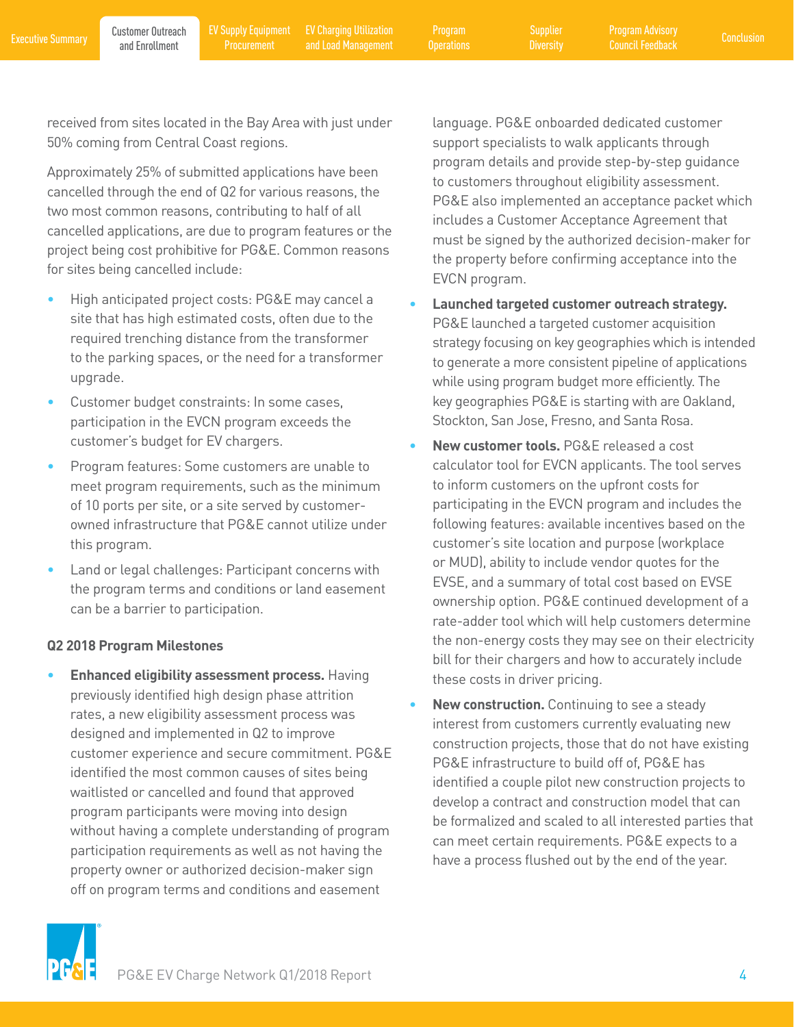received from sites located in the Bay Area with just under 50% coming from Central Coast regions.

Approximately 25% of submitted applications have been cancelled through the end of Q2 for various reasons, the two most common reasons, contributing to half of all cancelled applications, are due to program features or the project being cost prohibitive for PG&E. Common reasons for sites being cancelled include:

- High anticipated project costs: PG&E may cancel a site that has high estimated costs, often due to the required trenching distance from the transformer to the parking spaces, or the need for a transformer upgrade.
- Customer budget constraints: In some cases, participation in the EVCN program exceeds the customer's budget for EV chargers.
- Program features: Some customers are unable to meet program requirements, such as the minimum of 10 ports per site, or a site served by customer-owned infrastructure that PG&E cannot utilize under this program.
- Land or legal challenges: Participant concerns with the program terms and conditions or land easement can be a barrier to participation.

**Q2 2018 Program Milestones**

- **Enhanced eligibility assessment process.** Having previously identified high design phase attrition rates, a new eligibility assessment process was designed and implemented in Q2 to improve customer experience and secure commitment. PG&E identified the most common causes of sites being waitlisted or cancelled and found that approved program participants were moving into design without having a complete understanding of program participation requirements as well as not having the property owner or authorized decision-maker sign off on program terms and conditions and easement language. PG&E onboarded dedicated customer support specialists to walk applicants through program details and provide step-by-step guidance to customers throughout eligibility assessment. PG&E also implemented an acceptance packet which includes a Customer Acceptance Agreement that must be signed by the authorized decision-maker for the property before confirming acceptance into the EVCN program.
- **Launched targeted customer outreach strategy.** PG&E launched a targeted customer acquisition strategy focusing on key geographies which is intended to generate a more consistent pipeline of applications while using program budget more efficiently. The key geographies PG&E is starting with are Oakland, Stockton, San Jose, Fresno, and Santa Rosa.
- **New customer tools.** PG&E released a cost calculator tool for EVCN applicants. The tool serves to inform customers on the upfront costs for participating in the EVCN program and includes the following features: available incentives based on the customer's site location and purpose (workplace or MUD), ability to include vendor quotes for the EVSE, and a summary of total cost based on EVSE ownership option. PG&E continued development of a rate-adder tool which will help customers determine the non-energy costs they may see on their electricity bill for their chargers and how to accurately include these costs in driver pricing.
- **New construction.** Continuing to see a steady interest from customers currently evaluating new construction projects, those that do not have existing PG&E infrastructure to build off of, PG&E has identified a couple pilot new construction projects to develop a contract and construction model that can be formalized and scaled to all interested parties that can meet certain requirements. PG&E expects to a have a process flushed out by the end of the year.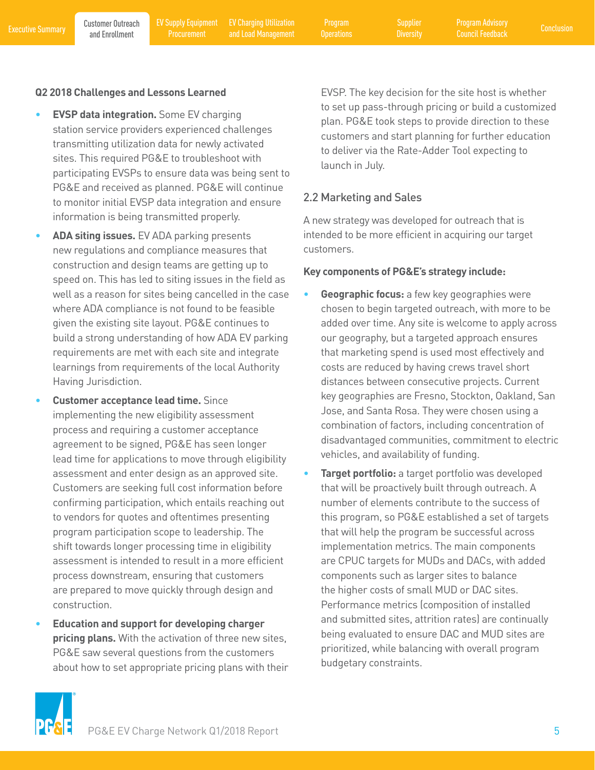**Q2 2018 Challenges and Lessons Learned**

- **EVSP data integration.** Some EV charging station service providers experienced challenges transmitting utilization data for newly activated sites. This required PG&E to troubleshoot with participating EVSPs to ensure data was being sent to PG&E and received as planned. PG&E will continue to monitor initial EVSP data integration and ensure information is being transmitted properly.
- **ADA siting issues.** EV ADA parking presents new regulations and compliance measures that construction and design teams are getting up to speed on. This has led to siting issues in the field as well as a reason for sites being cancelled in the case where ADA compliance is not found to be feasible given the existing site layout. PG&E continues to build a strong understanding of how ADA EV parking requirements are met with each site and integrate learnings from requirements of the local Authority Having Jurisdiction.
- **Customer acceptance lead time.** Since implementing the new eligibility assessment process and requiring a customer acceptance agreement to be signed, PG&E has seen longer lead time for applications to move through eligibility assessment and enter design as an approved site. Customers are seeking full cost information before confirming participation, which entails reaching out to vendors for quotes and oftentimes presenting program participation scope to leadership. The shift towards longer processing time in eligibility assessment is intended to result in a more efficient process downstream, ensuring that customers are prepared to move quickly through design and construction.
- **Education and support for developing charger pricing plans.** With the activation of three new sites, PG&E saw several questions from the customers about how to set appropriate pricing plans with their EVSP. The key decision for the site host is whether to set up pass-through pricing or build a customized plan. PG&E took steps to provide direction to these customers and start planning for further education to deliver via the Rate-Adder Tool expecting to launch in July.

## 2.2 Marketing and Sales

A new strategy was developed for outreach that is intended to be more efficient in acquiring our target customers.

**Key components of PG&E's strategy include:**

- **Geographic focus:** a few key geographies were chosen to begin targeted outreach, with more to be added over time. Any site is welcome to apply across our geography, but a targeted approach ensures that marketing spend is used most effectively and costs are reduced by having crews travel short distances between consecutive projects. Current key geographies are Fresno, Stockton, Oakland, San Jose, and Santa Rosa. They were chosen using a combination of factors, including concentration of disadvantaged communities, commitment to electric vehicles, and availability of funding.
- **Target portfolio:** a target portfolio was developed that will be proactively built through outreach. A number of elements contribute to the success of this program, so PG&E established a set of targets that will help the program be successful across implementation metrics. The main components are CPUC targets for MUDs and DACs, with added components such as larger sites to balance the higher costs of small MUD or DAC sites. Performance metrics (composition of installed and submitted sites, attrition rates) are continually being evaluated to ensure DAC and MUD sites are prioritized, while balancing with overall program budgetary constraints.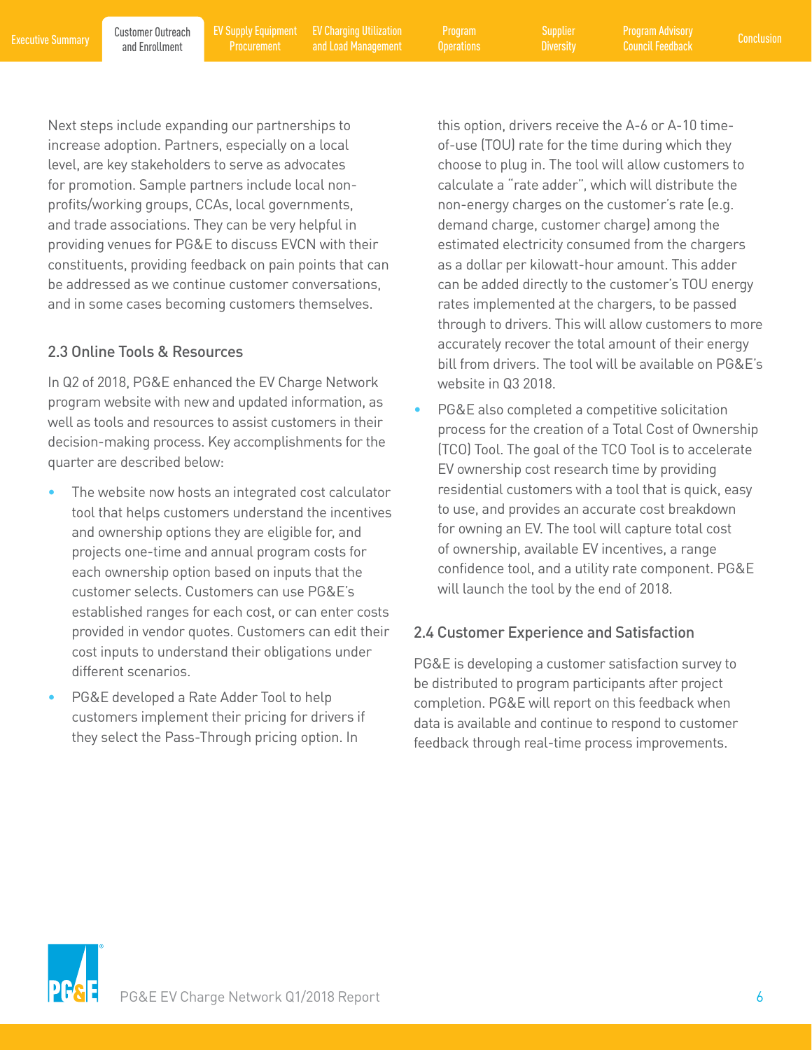Next steps include expanding our partnerships to increase adoption. Partners, especially on a local level, are key stakeholders to serve as advocates for promotion. Sample partners include local non-profits/working groups, CCAs, local governments, and trade associations. They can be very helpful in providing venues for PG&E to discuss EVCN with their constituents, providing feedback on pain points that can be addressed as we continue customer conversations, and in some cases becoming customers themselves.

### 2.3 Online Tools & Resources

In Q2 of 2018, PG&E enhanced the EV Charge Network program website with new and updated information, as well as tools and resources to assist customers in their decision-making process. Key accomplishments for the quarter are described below:

- The website now hosts an integrated cost calculator tool that helps customers understand the incentives and ownership options they are eligible for, and projects one-time and annual program costs for each ownership option based on inputs that the customer selects. Customers can use PG&E's established ranges for each cost, or can enter costs provided in vendor quotes. Customers can edit their cost inputs to understand their obligations under different scenarios.
- PG&E developed a Rate Adder Tool to help customers implement their pricing for drivers if they select the Pass-Through pricing option. In this option, drivers receive the A-6 or A-10 time-of-use (TOU) rate for the time during which they choose to plug in. The tool will allow customers to calculate a "rate adder", which will distribute the non-energy charges on the customer's rate (e.g. demand charge, customer charge) among the estimated electricity consumed from the chargers as a dollar per kilowatt-hour amount. This adder can be added directly to the customer's TOU energy rates implemented at the chargers, to be passed through to drivers. This will allow customers to more accurately recover the total amount of their energy bill from drivers. The tool will be available on PG&E's website in Q3 2018.
- PG&E also completed a competitive solicitation process for the creation of a Total Cost of Ownership (TCO) Tool. The goal of the TCO Tool is to accelerate EV ownership cost research time by providing residential customers with a tool that is quick, easy to use, and provides an accurate cost breakdown for owning an EV. The tool will capture total cost of ownership, available EV incentives, a range confidence tool, and a utility rate component. PG&E will launch the tool by the end of 2018.

### 2.4 Customer Experience and Satisfaction

PG&E is developing a customer satisfaction survey to be distributed to program participants after project completion. PG&E will report on this feedback when data is available and continue to respond to customer feedback through real-time process improvements.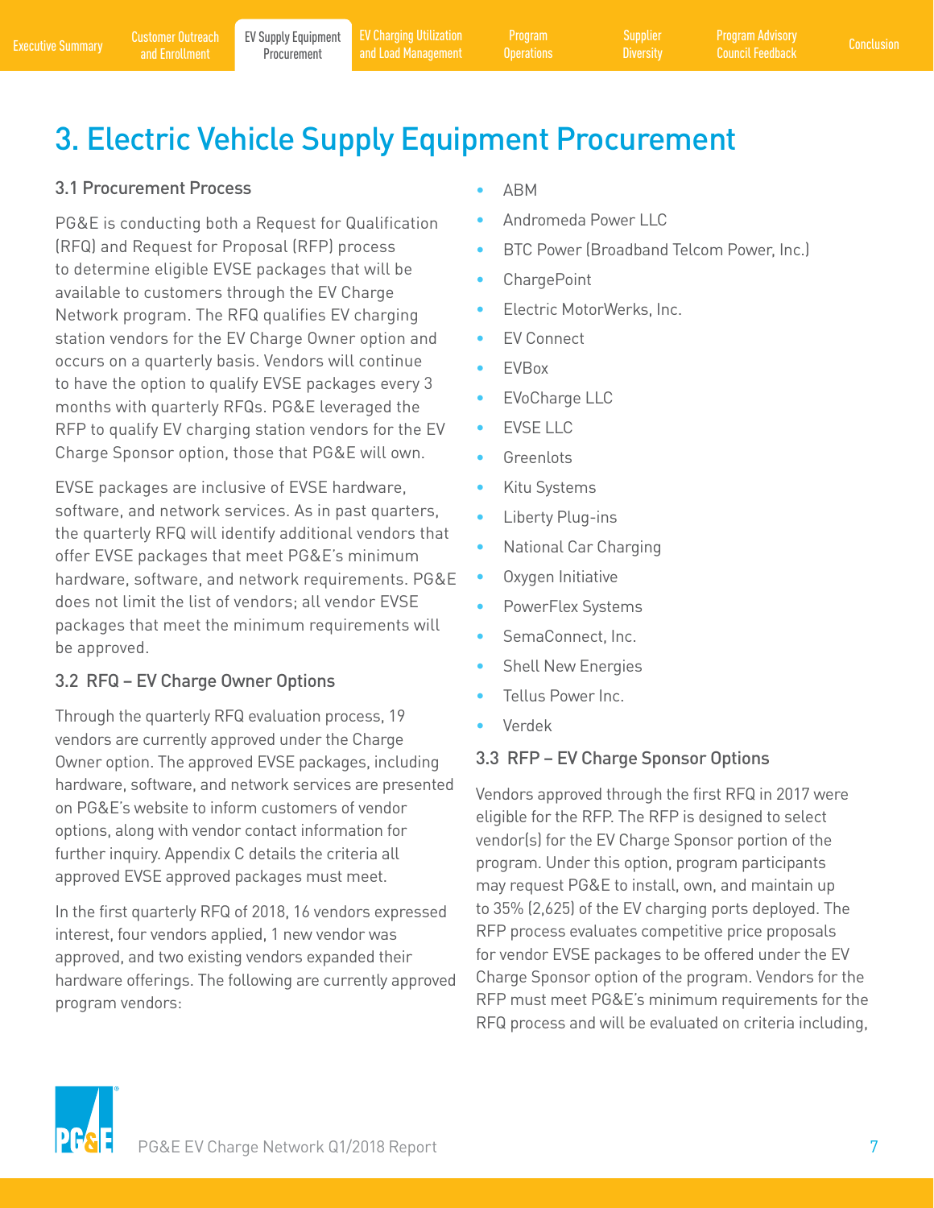# 3. Electric Vehicle Supply Equipment Procurement

## 3.1 Procurement Process

PG&E is conducting both a Request for Qualification (RFQ) and Request for Proposal (RFP) process to determine eligible EVSE packages that will be available to customers through the EV Charge Network program. The RFQ qualifies EV charging station vendors for the EV Charge Owner option and occurs on a quarterly basis. Vendors will continue to have the option to qualify EVSE packages every 3 months with quarterly RFQs. PG&E leveraged the RFP to qualify EV charging station vendors for the EV Charge Sponsor option, those that PG&E will own.

EVSE packages are inclusive of EVSE hardware, software, and network services. As in past quarters, the quarterly RFQ will identify additional vendors that offer EVSE packages that meet PG&E's minimum hardware, software, and network requirements. PG&E does not limit the list of vendors; all vendor EVSE packages that meet the minimum requirements will be approved.

## 3.2 RFQ – EV Charge Owner Options

Through the quarterly RFQ evaluation process, 19 vendors are currently approved under the Charge Owner option. The approved EVSE packages, including hardware, software, and network services are presented on PG&E's website to inform customers of vendor options, along with vendor contact information for further inquiry. Appendix C details the criteria all approved EVSE approved packages must meet.

In the first quarterly RFQ of 2018, 16 vendors expressed interest, four vendors applied, 1 new vendor was approved, and two existing vendors expanded their hardware offerings. The following are currently approved program vendors:

- ABM
- Andromeda Power LLC
- BTC Power (Broadband Telcom Power, Inc.)
- ChargePoint
- Electric MotorWerks, Inc.
- EV Connect
- EVBox
- EVoCharge LLC
- EVSE LLC
- Greenlots
- Kitu Systems
- Liberty Plug-ins
- National Car Charging
- Oxygen Initiative
- PowerFlex Systems
- SemaConnect, Inc.
- Shell New Energies
- Tellus Power Inc.
- Verdek

## 3.3 RFP – EV Charge Sponsor Options

Vendors approved through the first RFQ in 2017 were eligible for the RFP. The RFP is designed to select vendor(s) for the EV Charge Sponsor portion of the program. Under this option, program participants may request PG&E to install, own, and maintain up to 35% (2,625) of the EV charging ports deployed. The RFP process evaluates competitive price proposals for vendor EVSE packages to be offered under the EV Charge Sponsor option of the program. Vendors for the RFP must meet PG&E's minimum requirements for the RFQ process and will be evaluated on criteria including,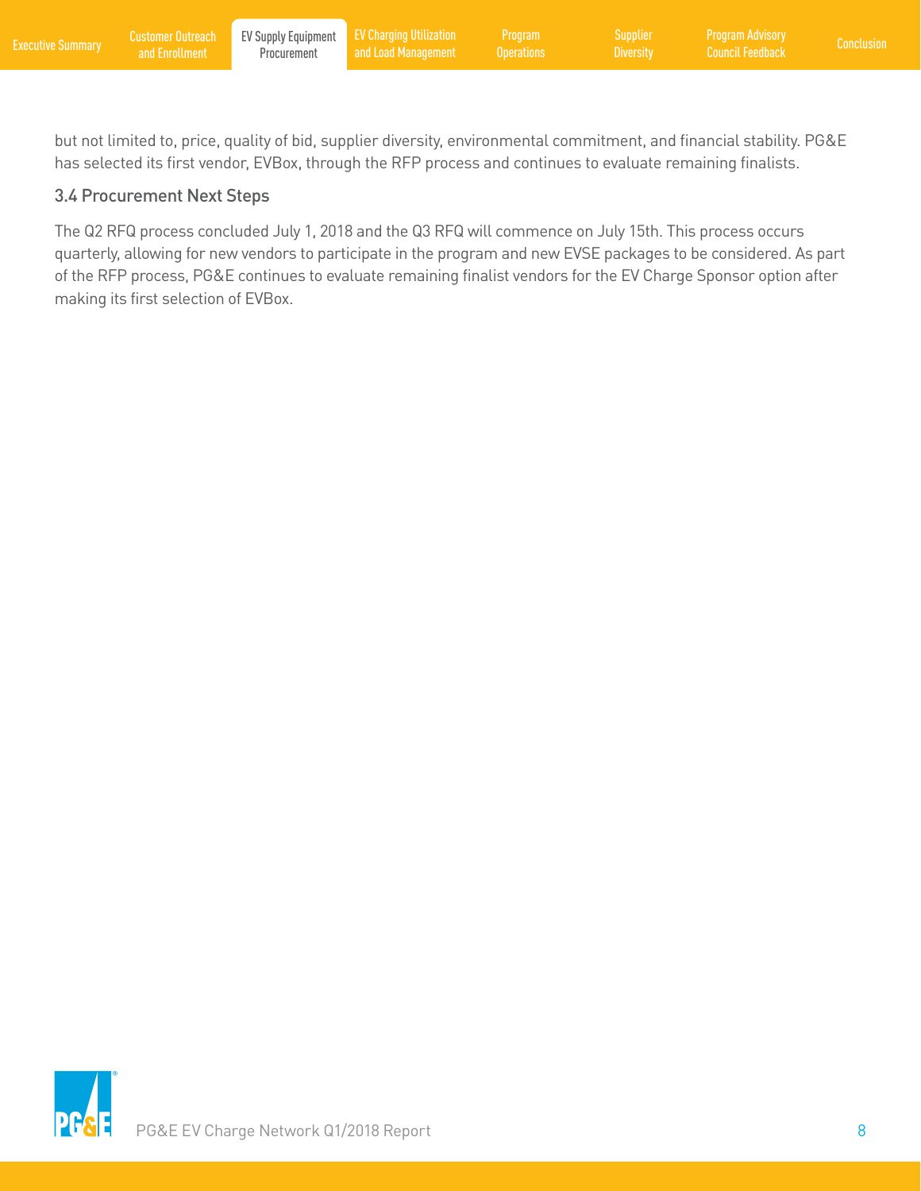but not limited to, price, quality of bid, supplier diversity, environmental commitment, and financial stability. PG&E has selected its first vendor, EVBox, through the RFP process and continues to evaluate remaining finalists.

### 3.4 Procurement Next Steps

The Q2 RFQ process concluded July 1, 2018 and the Q3 RFQ will commence on July 15th. This process occurs quarterly, allowing for new vendors to participate in the program and new EVSE packages to be considered. As part of the RFP process, PG&E continues to evaluate remaining finalist vendors for the EV Charge Sponsor option after making its first selection of EVBox.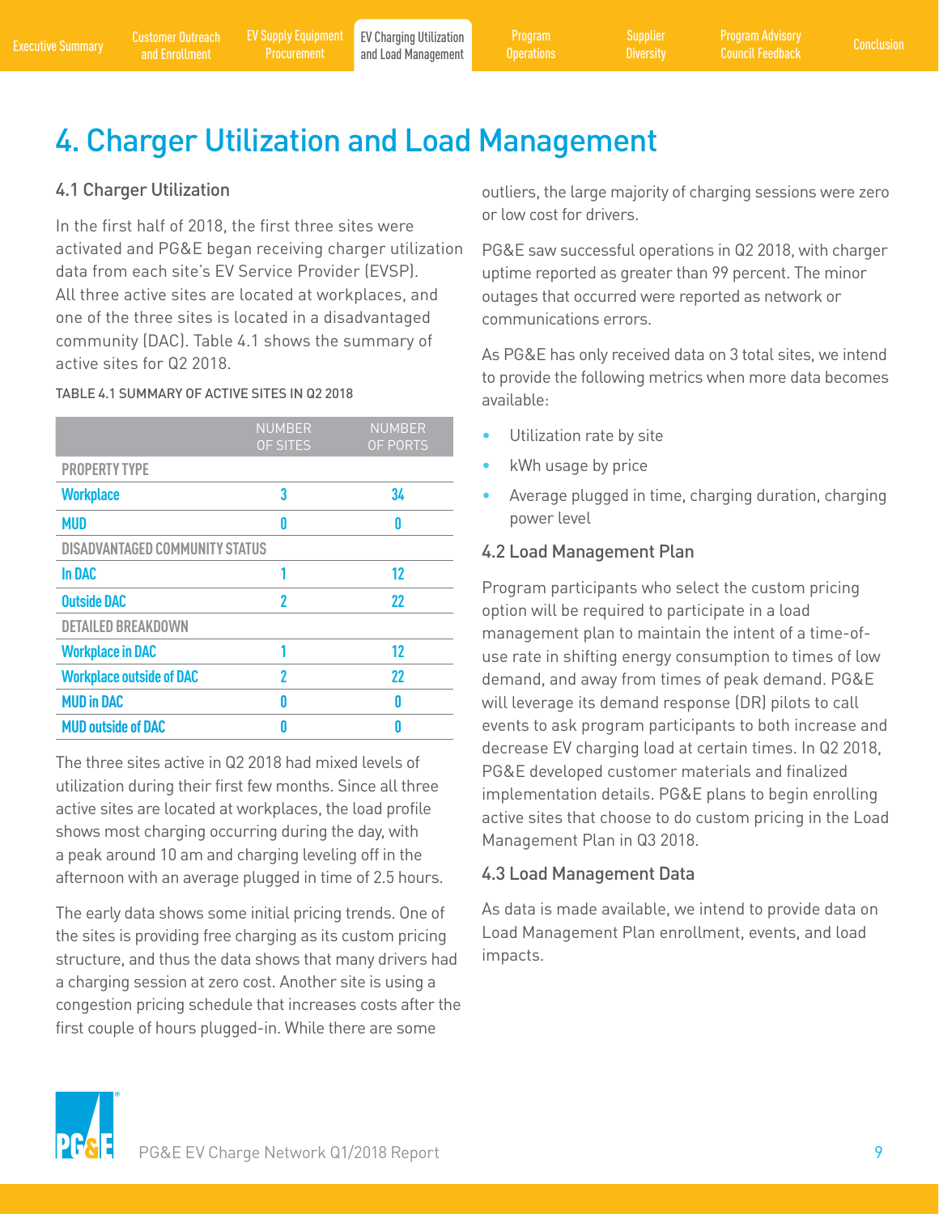# 4. Charger Utilization and Load Management

## 4.1 Charger Utilization

In the first half of 2018, the first three sites were activated and PG&E began receiving charger utilization data from each site's EV Service Provider (EVSP). All three active sites are located at workplaces, and one of the three sites is located in a disadvantaged community (DAC). Table 4.1 shows the summary of active sites for Q2 2018.

TABLE 4.1 SUMMARY OF ACTIVE SITES IN Q2 2018

| | NUMBER OF SITES | NUMBER OF PORTS |
|---|---|---|
| **PROPERTY TYPE** | | |
| Workplace | 3 | 34 |
| MUD | 0 | 0 |
| **DISADVANTAGED COMMUNITY STATUS** | | |
| In DAC | 1 | 12 |
| Outside DAC | 2 | 22 |
| **DETAILED BREAKDOWN** | | |
| Workplace in DAC | 1 | 12 |
| Workplace outside of DAC | 2 | 22 |
| MUD in DAC | 0 | 0 |
| MUD outside of DAC | 0 | 0 |

The three sites active in Q2 2018 had mixed levels of utilization during their first few months. Since all three active sites are located at workplaces, the load profile shows most charging occurring during the day, with a peak around 10 am and charging leveling off in the afternoon with an average plugged in time of 2.5 hours.

The early data shows some initial pricing trends. One of the sites is providing free charging as its custom pricing structure, and thus the data shows that many drivers had a charging session at zero cost. Another site is using a congestion pricing schedule that increases costs after the first couple of hours plugged-in. While there are some outliers, the large majority of charging sessions were zero or low cost for drivers.

PG&E saw successful operations in Q2 2018, with charger uptime reported as greater than 99 percent. The minor outages that occurred were reported as network or communications errors.

As PG&E has only received data on 3 total sites, we intend to provide the following metrics when more data becomes available:

- Utilization rate by site
- kWh usage by price
- Average plugged in time, charging duration, charging power level

## 4.2 Load Management Plan

Program participants who select the custom pricing option will be required to participate in a load management plan to maintain the intent of a time-of-use rate in shifting energy consumption to times of low demand, and away from times of peak demand. PG&E will leverage its demand response (DR) pilots to call events to ask program participants to both increase and decrease EV charging load at certain times. In Q2 2018, PG&E developed customer materials and finalized implementation details. PG&E plans to begin enrolling active sites that choose to do custom pricing in the Load Management Plan in Q3 2018.

## 4.3 Load Management Data

As data is made available, we intend to provide data on Load Management Plan enrollment, events, and load impacts.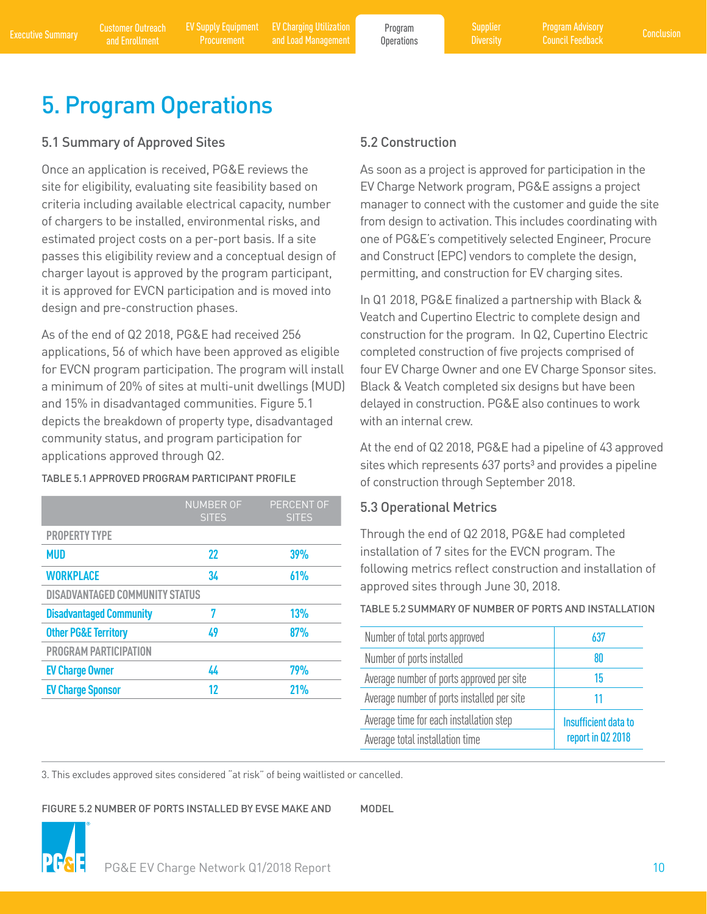# 5. Program Operations

## 5.1 Summary of Approved Sites

Once an application is received, PG&E reviews the site for eligibility, evaluating site feasibility based on criteria including available electrical capacity, number of chargers to be installed, environmental risks, and estimated project costs on a per-port basis. If a site passes this eligibility review and a conceptual design of charger layout is approved by the program participant, it is approved for EVCN participation and is moved into design and pre-construction phases.

As of the end of Q2 2018, PG&E had received 256 applications, 56 of which have been approved as eligible for EVCN program participation. The program will install a minimum of 20% of sites at multi-unit dwellings (MUD) and 15% in disadvantaged communities. Figure 5.1 depicts the breakdown of property type, disadvantaged community status, and program participation for applications approved through Q2.

TABLE 5.1 APPROVED PROGRAM PARTICIPANT PROFILE

| | NUMBER OF SITES | PERCENT OF SITES |
|---|---|---|
| **PROPERTY TYPE** | | |
| MUD | 22 | 39% |
| WORKPLACE | 34 | 61% |
| **DISADVANTAGED COMMUNITY STATUS** | | |
| Disadvantaged Community | 7 | 13% |
| Other PG&E Territory | 49 | 87% |
| **PROGRAM PARTICIPATION** | | |
| EV Charge Owner | 44 | 79% |
| EV Charge Sponsor | 12 | 21% |

## 5.2 Construction

As soon as a project is approved for participation in the EV Charge Network program, PG&E assigns a project manager to connect with the customer and guide the site from design to activation. This includes coordinating with one of PG&E's competitively selected Engineer, Procure and Construct (EPC) vendors to complete the design, permitting, and construction for EV charging sites.

In Q1 2018, PG&E finalized a partnership with Black & Veatch and Cupertino Electric to complete design and construction for the program. In Q2, Cupertino Electric completed construction of five projects comprised of four EV Charge Owner and one EV Charge Sponsor sites. Black & Veatch completed six designs but have been delayed in construction. PG&E also continues to work with an internal crew.

At the end of Q2 2018, PG&E had a pipeline of 43 approved sites which represents 637 ports[3] and provides a pipeline of construction through September 2018.

## 5.3 Operational Metrics

Through the end of Q2 2018, PG&E had completed installation of 7 sites for the EVCN program. The following metrics reflect construction and installation of approved sites through June 30, 2018.

TABLE 5.2 SUMMARY OF NUMBER OF PORTS AND INSTALLATION

| | |
|---|---|
| Number of total ports approved | 637 |
| Number of ports installed | 80 |
| Average number of ports approved per site | 15 |
| Average number of ports installed per site | 11 |
| Average time for each installation step | Insufficient data to report in Q2 2018 |
| Average total installation time | |

3. This excludes approved sites considered "at risk" of being waitlisted or cancelled.

FIGURE 5.2 NUMBER OF PORTS INSTALLED BY EVSE MAKE AND MODEL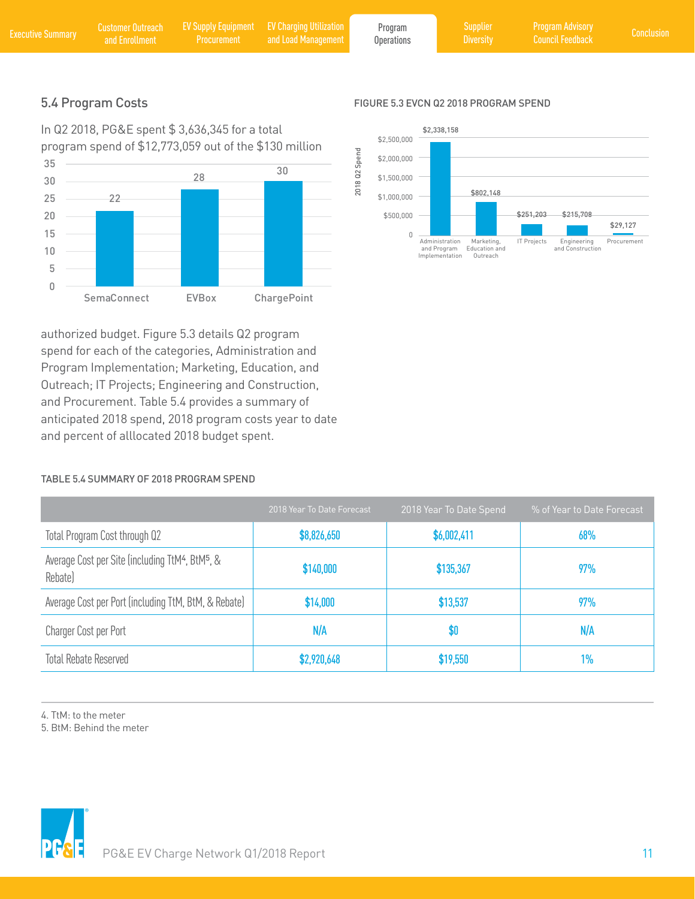## 5.4 Program Costs

In Q2 2018, PG&E spent $ 3,636,345 for a total program spend of $12,773,059 out of the $130 million authorized budget. Figure 5.3 details Q2 program spend for each of the categories, Administration and Program Implementation; Marketing, Education, and Outreach; IT Projects; Engineering and Construction, and Procurement. Table 5.4 provides a summary of anticipated 2018 spend, 2018 program costs year to date and percent of alllocated 2018 budget spent.

35
30
25
20
15
10
5
0
22
28
30
SemaConnect
EVBox
ChargePoint

FIGURE 5.3 EVCN Q2 2018 PROGRAM SPEND

2018 Q2 Spend
$2,500,000
$2,000,000
$1,500,000
$1,000,000
$500,000
0
$2,338,158
$802,148
$251,203
$215,708
$29,127
Administration and Program Implementation
Marketing, Education and Outreach
IT Projects
Engineering and Construction
Procurement

TABLE 5.4 SUMMARY OF 2018 PROGRAM SPEND

| | 2018 Year To Date Forecast | 2018 Year To Date Spend | % of Year to Date Forecast |
|---|---|---|---|
| Total Program Cost through Q2 | $8,826,650 | $6,002,411 | 68% |
| Average Cost per Site (including TtM[4], BtM[5], & Rebate) | $140,000 | $135,367 | 97% |
| Average Cost per Port (including TtM, BtM, & Rebate) | $14,000 | $13,537 | 97% |
| Charger Cost per Port | N/A | $0 | N/A |
| Total Rebate Reserved | $2,920,648 | $19,550 | 1% |

4. TtM: to the meter
5. BtM: Behind the meter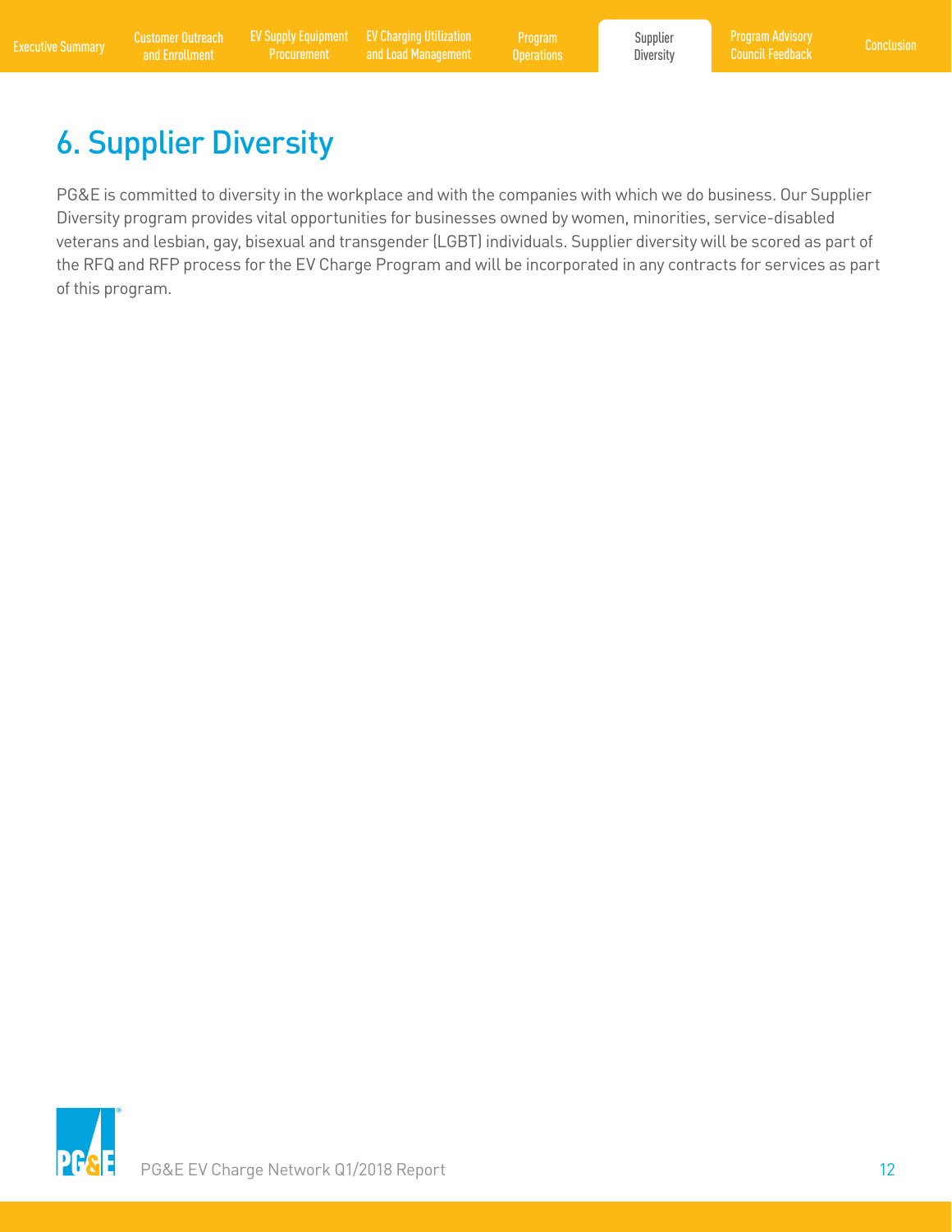# 6. Supplier Diversity

PG&E is committed to diversity in the workplace and with the companies with which we do business. Our Supplier Diversity program provides vital opportunities for businesses owned by women, minorities, service-disabled veterans and lesbian, gay, bisexual and transgender (LGBT) individuals. Supplier diversity will be scored as part of the RFQ and RFP process for the EV Charge Program and will be incorporated in any contracts for services as part of this program.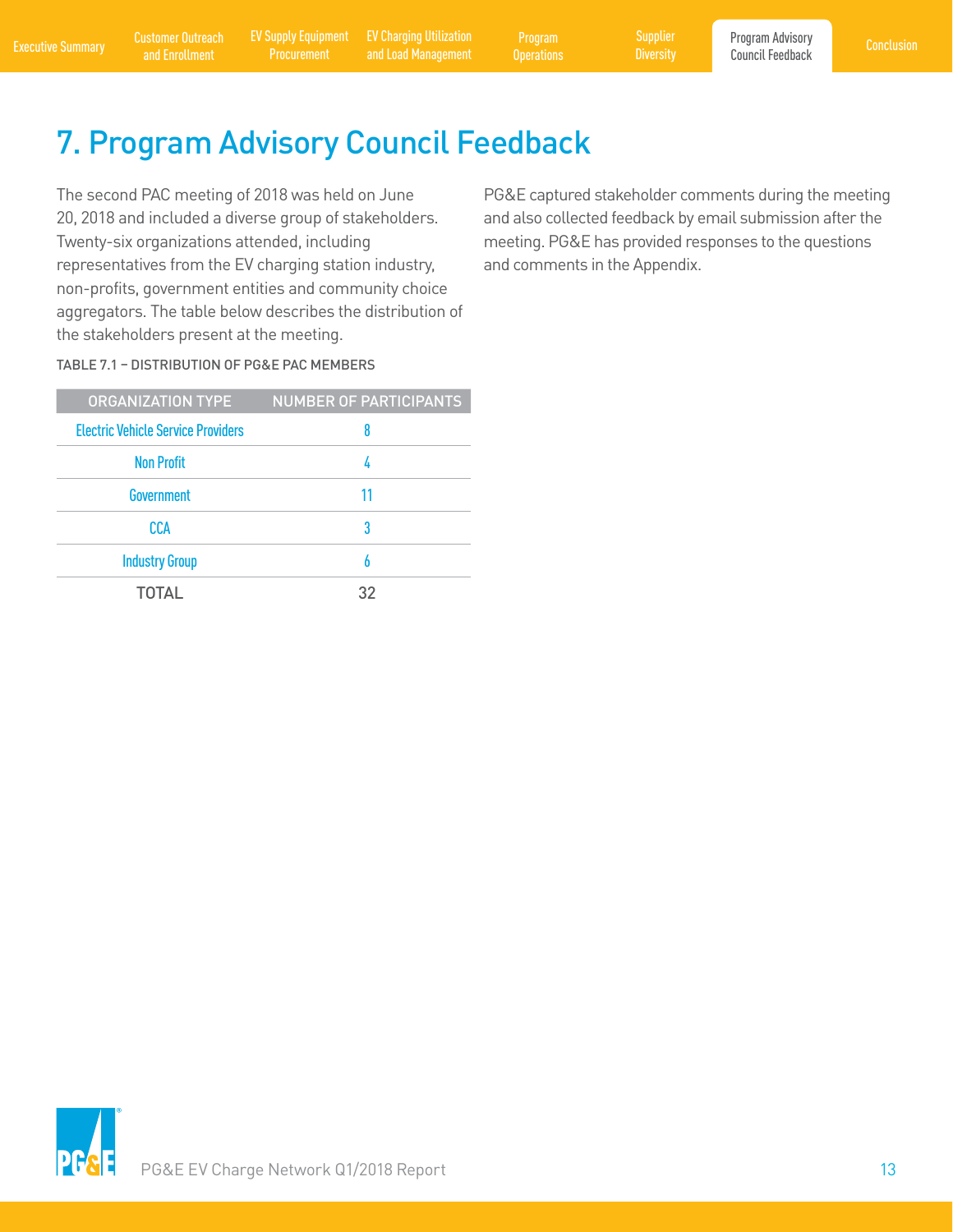# 7. Program Advisory Council Feedback

The second PAC meeting of 2018 was held on June 20, 2018 and included a diverse group of stakeholders. Twenty-six organizations attended, including representatives from the EV charging station industry, non-profits, government entities and community choice aggregators. The table below describes the distribution of the stakeholders present at the meeting.

TABLE 7.1 – DISTRIBUTION OF PG&E PAC MEMBERS

| ORGANIZATION TYPE | NUMBER OF PARTICIPANTS |
|---|---|
| Electric Vehicle Service Providers | 8 |
| Non Profit | 4 |
| Government | 11 |
| CCA | 3 |
| Industry Group | 6 |
| TOTAL | 32 |

PG&E captured stakeholder comments during the meeting and also collected feedback by email submission after the meeting. PG&E has provided responses to the questions and comments in the Appendix.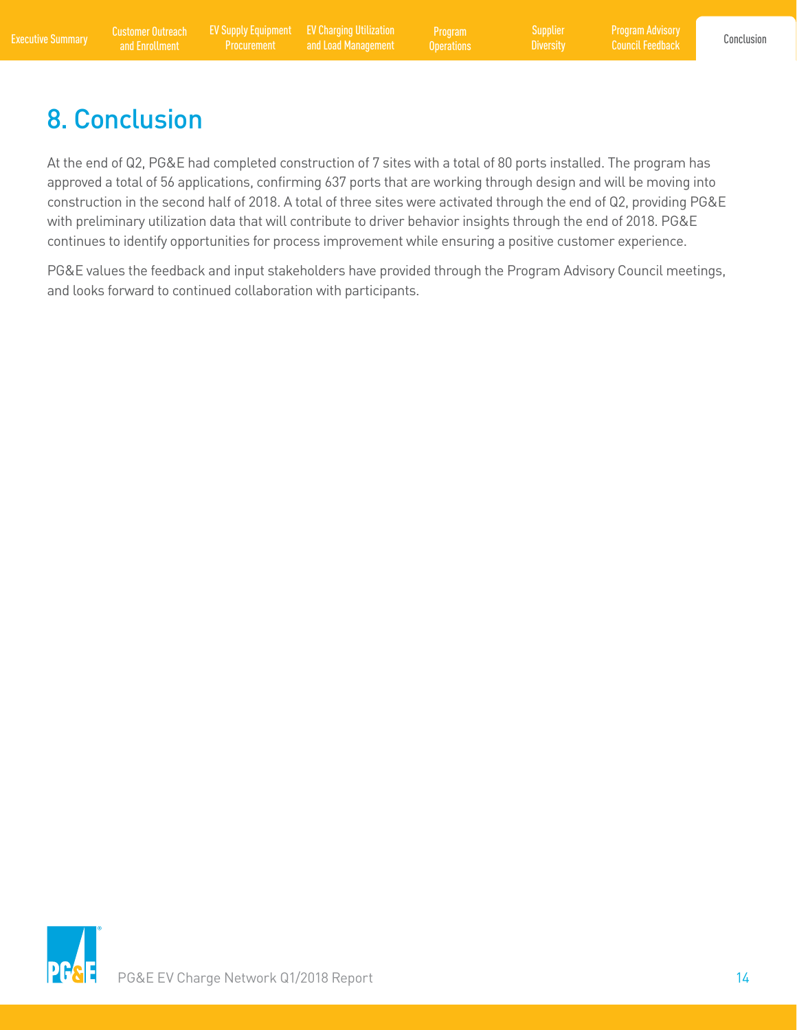# 8. Conclusion

At the end of Q2, PG&E had completed construction of 7 sites with a total of 80 ports installed. The program has approved a total of 56 applications, confirming 637 ports that are working through design and will be moving into construction in the second half of 2018. A total of three sites were activated through the end of Q2, providing PG&E with preliminary utilization data that will contribute to driver behavior insights through the end of 2018. PG&E continues to identify opportunities for process improvement while ensuring a positive customer experience.

PG&E values the feedback and input stakeholders have provided through the Program Advisory Council meetings, and looks forward to continued collaboration with participants.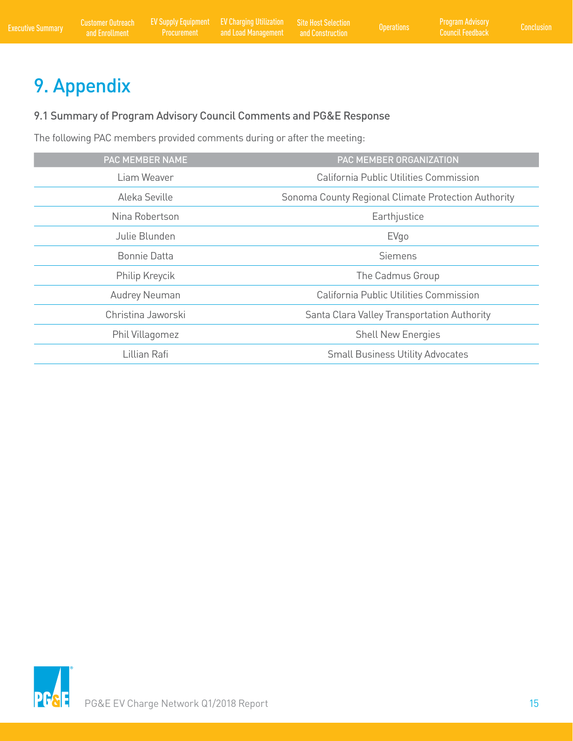# 9. Appendix

## 9.1 Summary of Program Advisory Council Comments and PG&E Response

The following PAC members provided comments during or after the meeting:

| PAC MEMBER NAME | PAC MEMBER ORGANIZATION |
| --- | --- |
| Liam Weaver | California Public Utilities Commission |
| Aleka Seville | Sonoma County Regional Climate Protection Authority |
| Nina Robertson | Earthjustice |
| Julie Blunden | EVgo |
| Bonnie Datta | Siemens |
| Philip Kreycik | The Cadmus Group |
| Audrey Neuman | California Public Utilities Commission |
| Christina Jaworski | Santa Clara Valley Transportation Authority |
| Phil Villagomez | Shell New Energies |
| Lillian Rafi | Small Business Utility Advocates |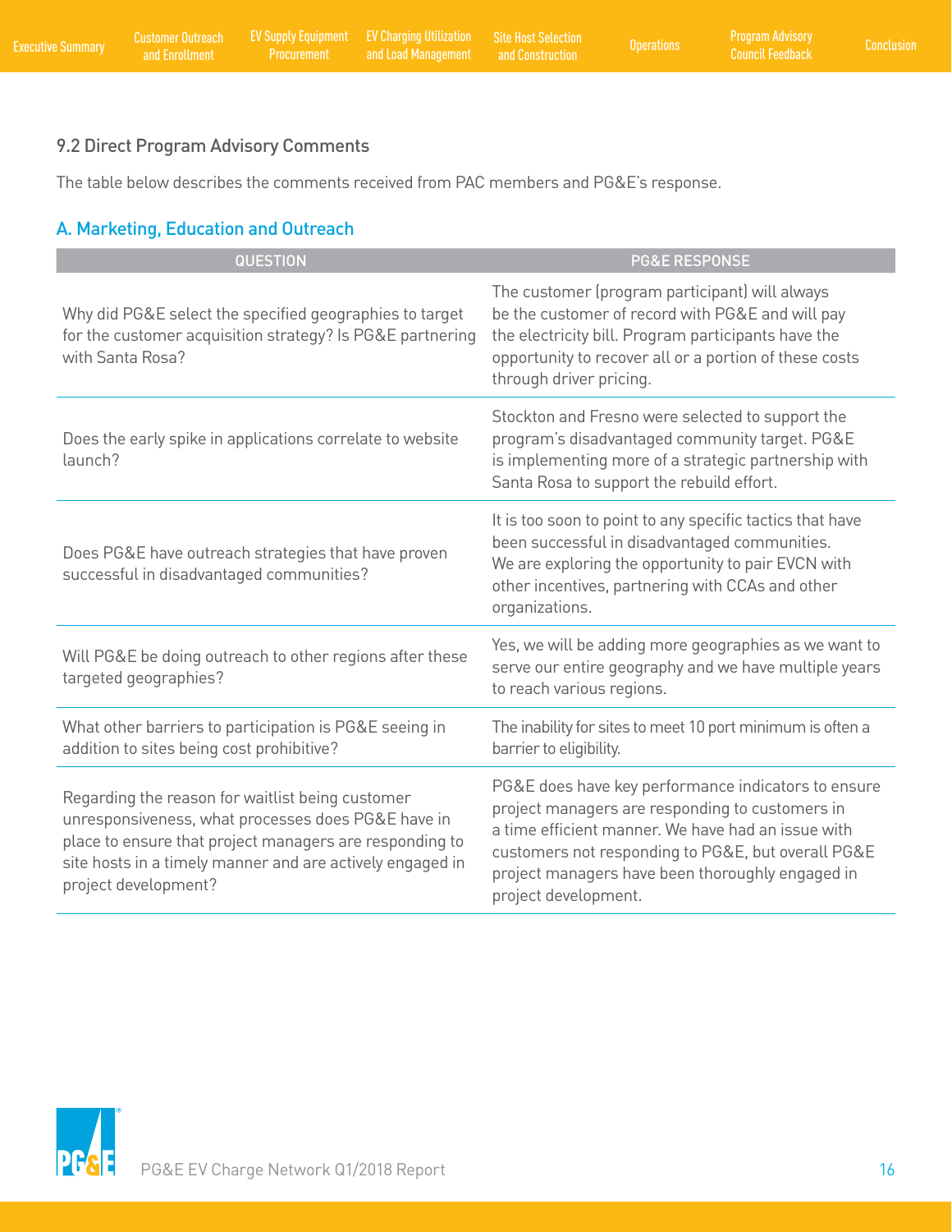### 9.2 Direct Program Advisory Comments

The table below describes the comments received from PAC members and PG&E's response.

#### A. Marketing, Education and Outreach

| QUESTION | PG&E RESPONSE |
| --- | --- |
| Why did PG&E select the specified geographies to target for the customer acquisition strategy? Is PG&E partnering with Santa Rosa? | The customer (program participant) will always be the customer of record with PG&E and will pay the electricity bill. Program participants have the opportunity to recover all or a portion of these costs through driver pricing. |
| Does the early spike in applications correlate to website launch? | Stockton and Fresno were selected to support the program's disadvantaged community target. PG&E is implementing more of a strategic partnership with Santa Rosa to support the rebuild effort. |
| Does PG&E have outreach strategies that have proven successful in disadvantaged communities? | It is too soon to point to any specific tactics that have been successful in disadvantaged communities. We are exploring the opportunity to pair EVCN with other incentives, partnering with CCAs and other organizations. |
| Will PG&E be doing outreach to other regions after these targeted geographies? | Yes, we will be adding more geographies as we want to serve our entire geography and we have multiple years to reach various regions. |
| What other barriers to participation is PG&E seeing in addition to sites being cost prohibitive? | The inability for sites to meet 10 port minimum is often a barrier to eligibility. |
| Regarding the reason for waitlist being customer unresponsiveness, what processes does PG&E have in place to ensure that project managers are responding to site hosts in a timely manner and are actively engaged in project development? | PG&E does have key performance indicators to ensure project managers are responding to customers in a time efficient manner. We have had an issue with customers not responding to PG&E, but overall PG&E project managers have been thoroughly engaged in project development. |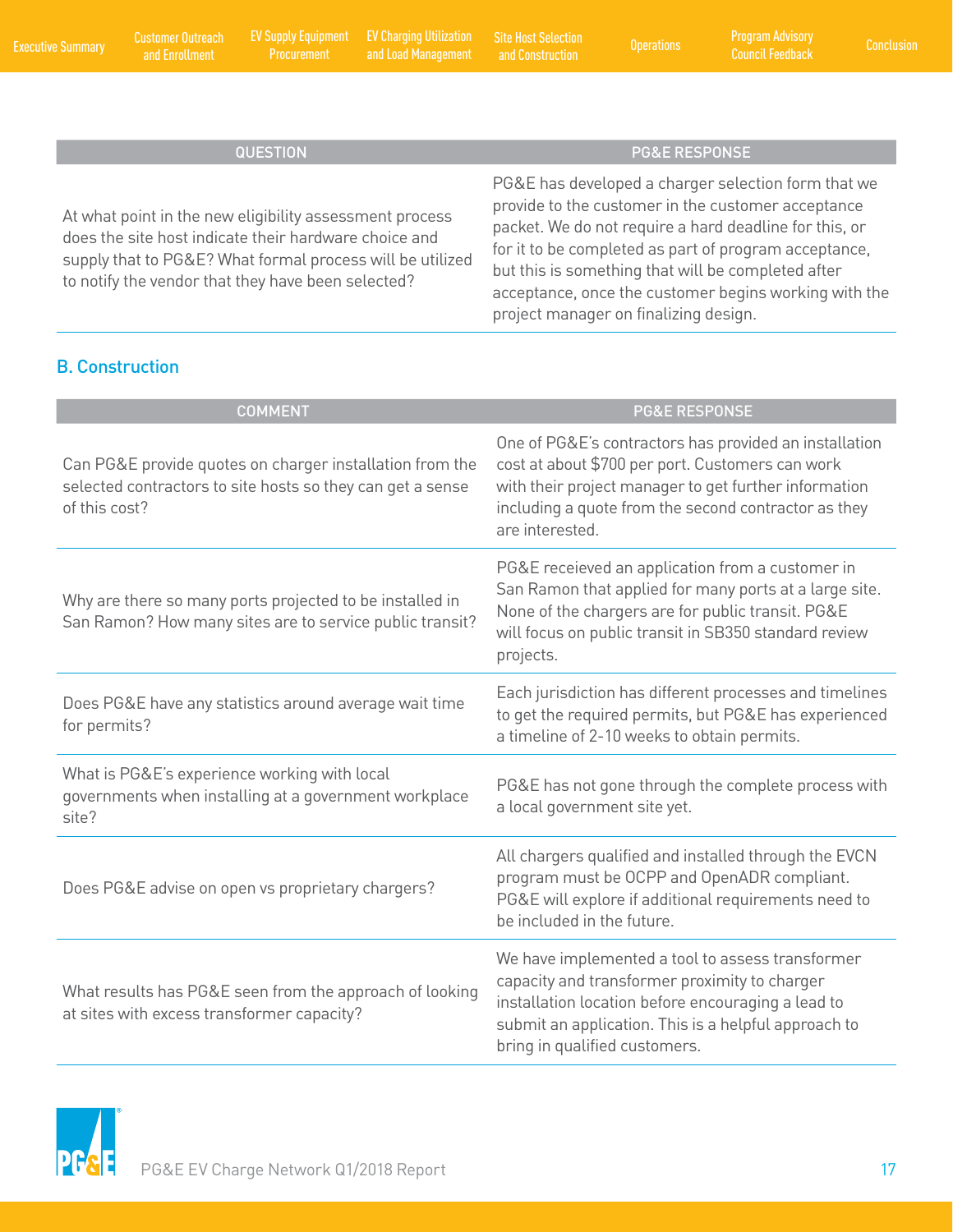| QUESTION | PG&E RESPONSE |
| --- | --- |
| At what point in the new eligibility assessment process does the site host indicate their hardware choice and supply that to PG&E? What formal process will be utilized to notify the vendor that they have been selected? | PG&E has developed a charger selection form that we provide to the customer in the customer acceptance packet. We do not require a hard deadline for this, or for it to be completed as part of program acceptance, but this is something that will be completed after acceptance, once the customer begins working with the project manager on finalizing design. |

## B. Construction

| COMMENT | PG&E RESPONSE |
| --- | --- |
| Can PG&E provide quotes on charger installation from the selected contractors to site hosts so they can get a sense of this cost? | One of PG&E's contractors has provided an installation cost at about $700 per port. Customers can work with their project manager to get further information including a quote from the second contractor as they are interested. |
| Why are there so many ports projected to be installed in San Ramon? How many sites are to service public transit? | PG&E receieved an application from a customer in San Ramon that applied for many ports at a large site. None of the chargers are for public transit. PG&E will focus on public transit in SB350 standard review projects. |
| Does PG&E have any statistics around average wait time for permits? | Each jurisdiction has different processes and timelines to get the required permits, but PG&E has experienced a timeline of 2-10 weeks to obtain permits. |
| What is PG&E's experience working with local governments when installing at a government workplace site? | PG&E has not gone through the complete process with a local government site yet. |
| Does PG&E advise on open vs proprietary chargers? | All chargers qualified and installed through the EVCN program must be OCPP and OpenADR compliant. PG&E will explore if additional requirements need to be included in the future. |
| What results has PG&E seen from the approach of looking at sites with excess transformer capacity? | We have implemented a tool to assess transformer capacity and transformer proximity to charger installation location before encouraging a lead to submit an application. This is a helpful approach to bring in qualified customers. |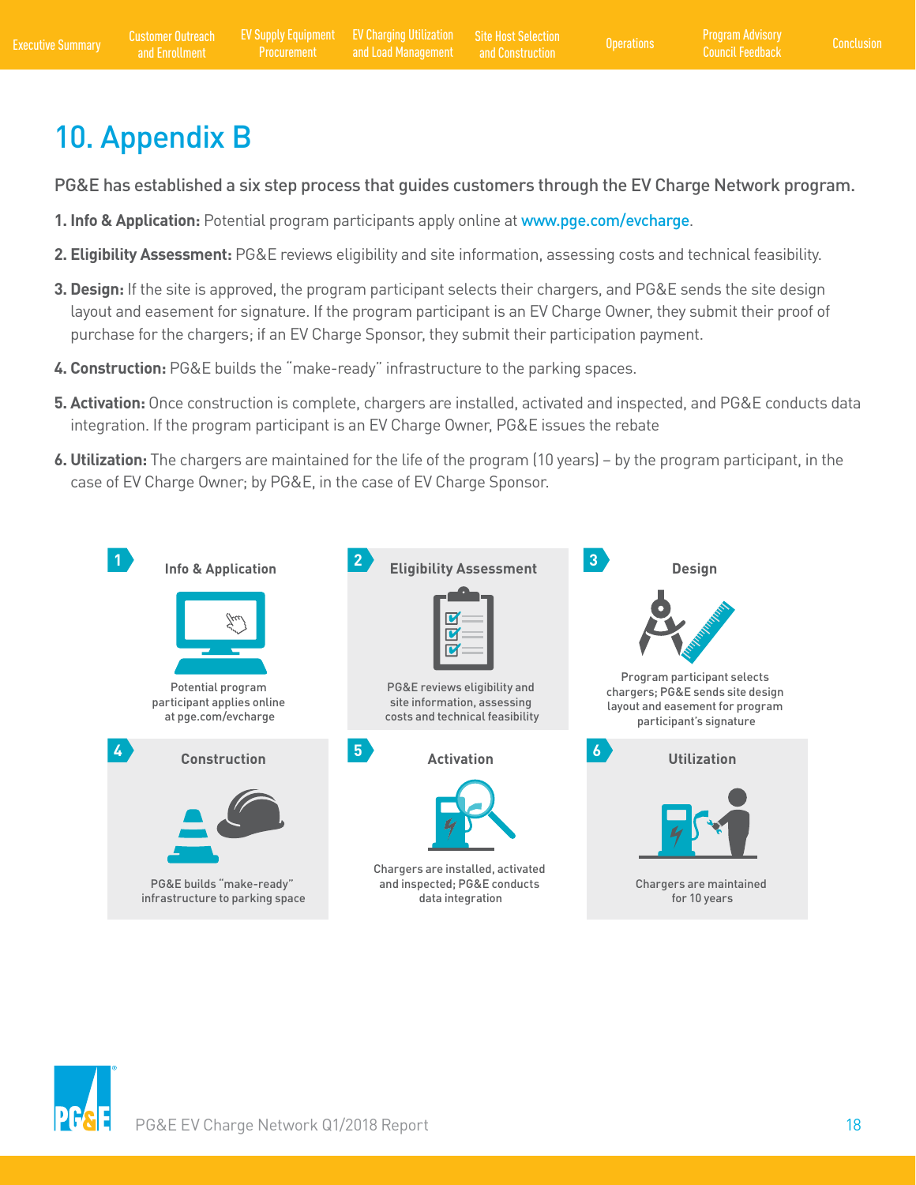# 10. Appendix B

PG&E has established a six step process that guides customers through the EV Charge Network program.

**1. Info & Application:** Potential program participants apply online at www.pge.com/evcharge.

**2. Eligibility Assessment:** PG&E reviews eligibility and site information, assessing costs and technical feasibility.

**3. Design:** If the site is approved, the program participant selects their chargers, and PG&E sends the site design layout and easement for signature. If the program participant is an EV Charge Owner, they submit their proof of purchase for the chargers; if an EV Charge Sponsor, they submit their participation payment.

**4. Construction:** PG&E builds the "make-ready" infrastructure to the parking spaces.

**5. Activation:** Once construction is complete, chargers are installed, activated and inspected, and PG&E conducts data integration. If the program participant is an EV Charge Owner, PG&E issues the rebate

**6. Utilization:** The chargers are maintained for the life of the program (10 years) – by the program participant, in the case of EV Charge Owner; by PG&E, in the case of EV Charge Sponsor.

1 Info & Application

Potential program participant applies online at pge.com/evcharge

2 Eligibility Assessment

PG&E reviews eligibility and site information, assessing costs and technical feasibility

3 Design

Program participant selects chargers; PG&E sends site design layout and easement for program participant's signature

4 Construction

PG&E builds "make-ready" infrastructure to parking space

5 Activation

Chargers are installed, activated and inspected; PG&E conducts data integration

6 Utilization

Chargers are maintained for 10 years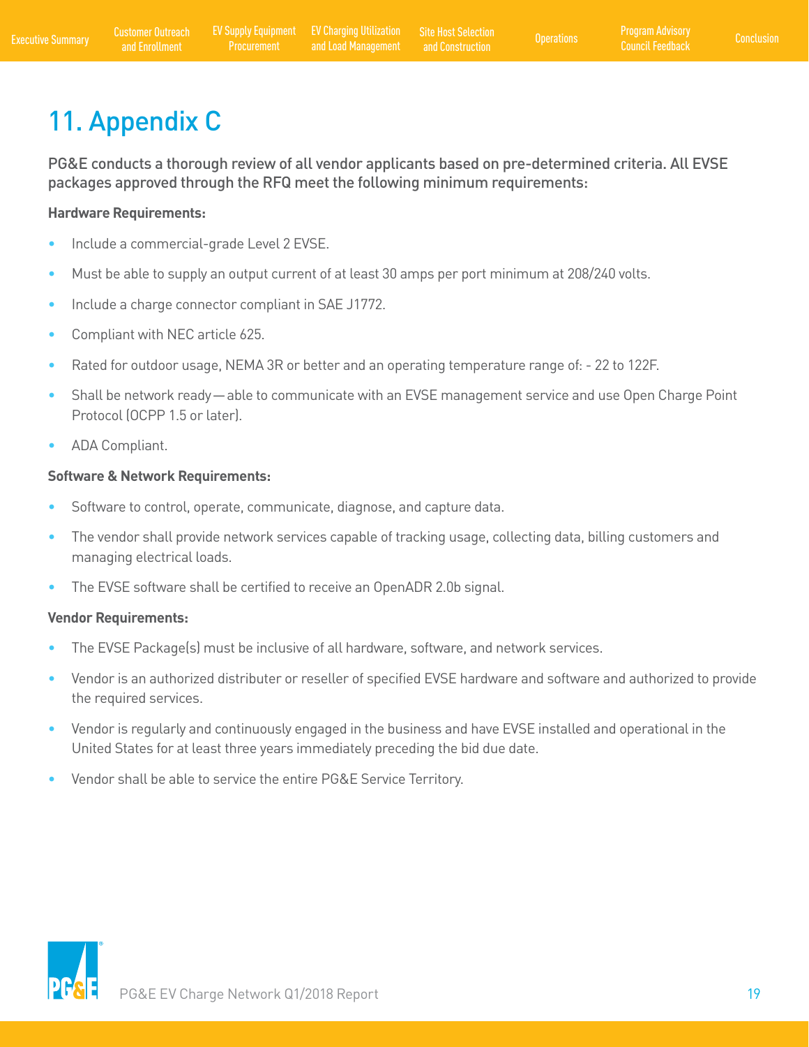# 11. Appendix C

**PG&E conducts a thorough review of all vendor applicants based on pre-determined criteria. All EVSE packages approved through the RFQ meet the following minimum requirements:**

**Hardware Requirements:**

- Include a commercial-grade Level 2 EVSE.
- Must be able to supply an output current of at least 30 amps per port minimum at 208/240 volts.
- Include a charge connector compliant in SAE J1772.
- Compliant with NEC article 625.
- Rated for outdoor usage, NEMA 3R or better and an operating temperature range of: - 22 to 122F.
- Shall be network ready — able to communicate with an EVSE management service and use Open Charge Point Protocol (OCPP 1.5 or later).
- ADA Compliant.

**Software & Network Requirements:**

- Software to control, operate, communicate, diagnose, and capture data.
- The vendor shall provide network services capable of tracking usage, collecting data, billing customers and managing electrical loads.
- The EVSE software shall be certified to receive an OpenADR 2.0b signal.

**Vendor Requirements:**

- The EVSE Package(s) must be inclusive of all hardware, software, and network services.
- Vendor is an authorized distributer or reseller of specified EVSE hardware and software and authorized to provide the required services.
- Vendor is regularly and continuously engaged in the business and have EVSE installed and operational in the United States for at least three years immediately preceding the bid due date.
- Vendor shall be able to service the entire PG&E Service Territory.